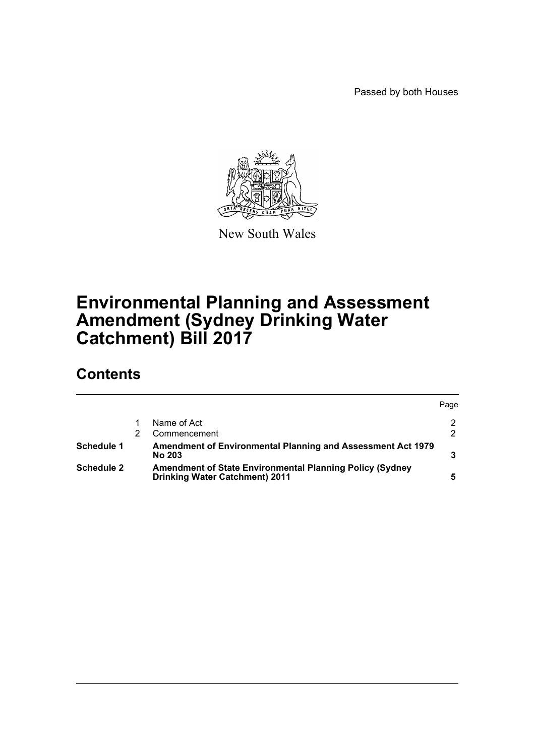Passed by both Houses

New South Wales

# Environmental Planning and Assessment Amendment (Sydney Drinking Water Catchment) Bill 2017

## Contents

| | | | Page |
|---|---|---|---|
| | 1 | Name of Act | 2 |
| | 2 | Commencement | 2 |
| **Schedule 1** | | **Amendment of Environmental Planning and Assessment Act 1979 No 203** | **3** |
| **Schedule 2** | | **Amendment of State Environmental Planning Policy (Sydney Drinking Water Catchment) 2011** | **5** |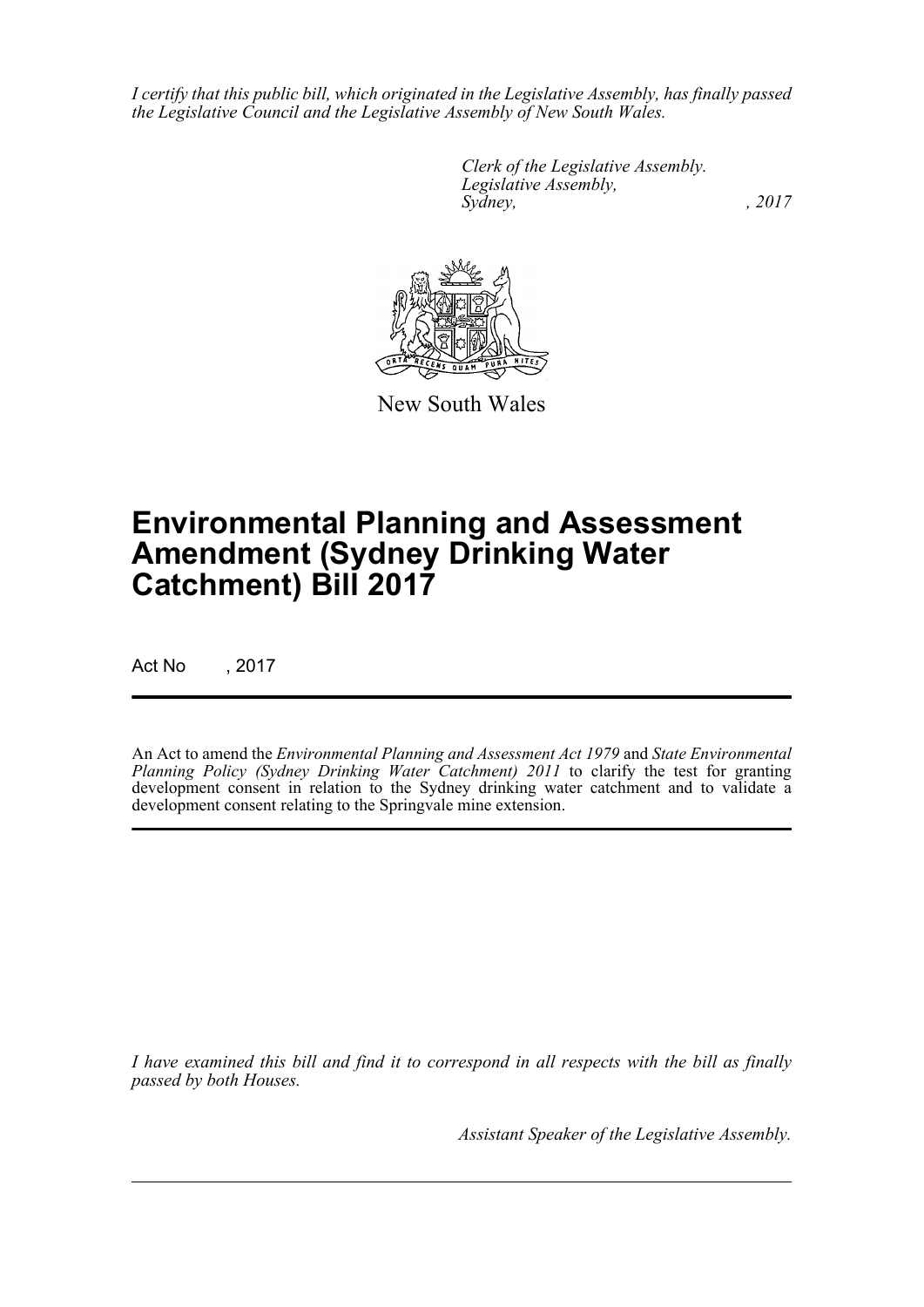*I certify that this public bill, which originated in the Legislative Assembly, has finally passed the Legislative Council and the Legislative Assembly of New South Wales.*

*Clerk of the Legislative Assembly.*
*Legislative Assembly,*
*Sydney, , 2017*

New South Wales

# Environmental Planning and Assessment Amendment (Sydney Drinking Water Catchment) Bill 2017

Act No , 2017

An Act to amend the *Environmental Planning and Assessment Act 1979* and *State Environmental Planning Policy (Sydney Drinking Water Catchment) 2011* to clarify the test for granting development consent in relation to the Sydney drinking water catchment and to validate a development consent relating to the Springvale mine extension.

*I have examined this bill and find it to correspond in all respects with the bill as finally passed by both Houses.*

*Assistant Speaker of the Legislative Assembly.*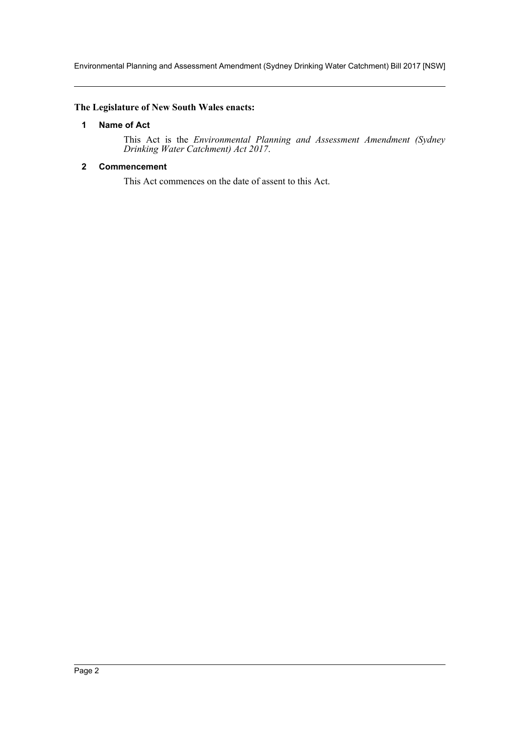**The Legislature of New South Wales enacts:**

## 1 Name of Act

This Act is the *Environmental Planning and Assessment Amendment (Sydney Drinking Water Catchment) Act 2017*.

## 2 Commencement

This Act commences on the date of assent to this Act.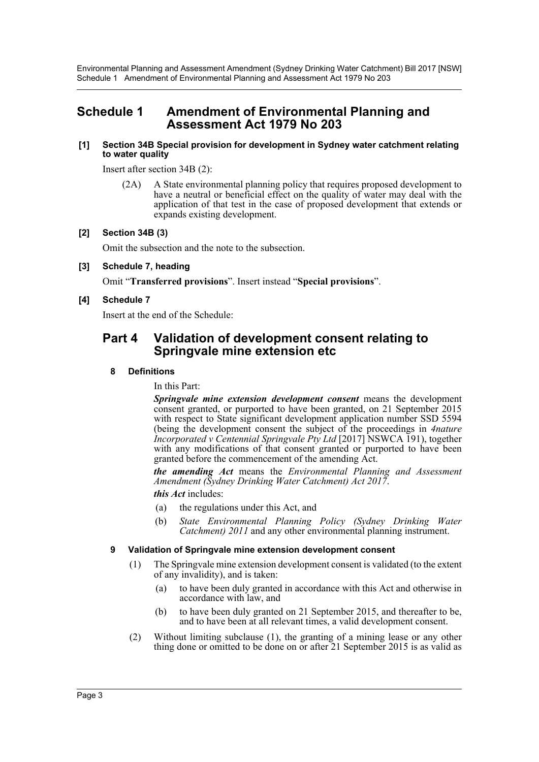# Schedule 1 Amendment of Environmental Planning and Assessment Act 1979 No 203

**[1] Section 34B Special provision for development in Sydney water catchment relating to water quality**

Insert after section 34B (2):

(2A) A State environmental planning policy that requires proposed development to have a neutral or beneficial effect on the quality of water may deal with the application of that test in the case of proposed development that extends or expands existing development.

**[2] Section 34B (3)**

Omit the subsection and the note to the subsection.

**[3] Schedule 7, heading**

Omit "**Transferred provisions**". Insert instead "**Special provisions**".

**[4] Schedule 7**

Insert at the end of the Schedule:

## Part 4 Validation of development consent relating to Springvale mine extension etc

### 8 Definitions

In this Part:

***Springvale mine extension development consent*** means the development consent granted, or purported to have been granted, on 21 September 2015 with respect to State significant development application number SSD 5594 (being the development consent the subject of the proceedings in *4nature Incorporated v Centennial Springvale Pty Ltd* [2017] NSWCA 191), together with any modifications of that consent granted or purported to have been granted before the commencement of the amending Act.

***the amending Act*** means the *Environmental Planning and Assessment Amendment (Sydney Drinking Water Catchment) Act 2017*.

***this Act*** includes:

(a) the regulations under this Act, and

(b) *State Environmental Planning Policy (Sydney Drinking Water Catchment) 2011* and any other environmental planning instrument.

### 9 Validation of Springvale mine extension development consent

(1) The Springvale mine extension development consent is validated (to the extent of any invalidity), and is taken:

(a) to have been duly granted in accordance with this Act and otherwise in accordance with law, and

(b) to have been duly granted on 21 September 2015, and thereafter to be, and to have been at all relevant times, a valid development consent.

(2) Without limiting subclause (1), the granting of a mining lease or any other thing done or omitted to be done on or after 21 September 2015 is as valid as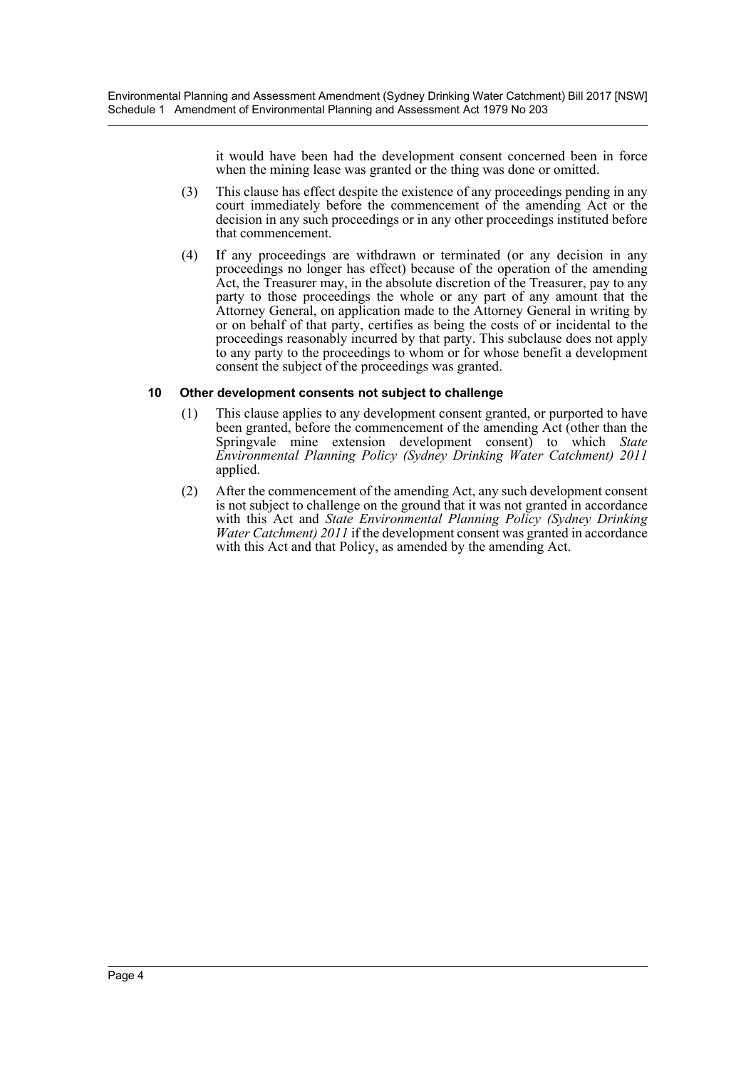it would have been had the development consent concerned been in force when the mining lease was granted or the thing was done or omitted.

(3) This clause has effect despite the existence of any proceedings pending in any court immediately before the commencement of the amending Act or the decision in any such proceedings or in any other proceedings instituted before that commencement.

(4) If any proceedings are withdrawn or terminated (or any decision in any proceedings no longer has effect) because of the operation of the amending Act, the Treasurer may, in the absolute discretion of the Treasurer, pay to any party to those proceedings the whole or any part of any amount that the Attorney General, on application made to the Attorney General in writing by or on behalf of that party, certifies as being the costs of or incidental to the proceedings reasonably incurred by that party. This subclause does not apply to any party to the proceedings to whom or for whose benefit a development consent the subject of the proceedings was granted.

### 10 Other development consents not subject to challenge

(1) This clause applies to any development consent granted, or purported to have been granted, before the commencement of the amending Act (other than the Springvale mine extension development consent) to which *State Environmental Planning Policy (Sydney Drinking Water Catchment) 2011* applied.

(2) After the commencement of the amending Act, any such development consent is not subject to challenge on the ground that it was not granted in accordance with this Act and *State Environmental Planning Policy (Sydney Drinking Water Catchment) 2011* if the development consent was granted in accordance with this Act and that Policy, as amended by the amending Act.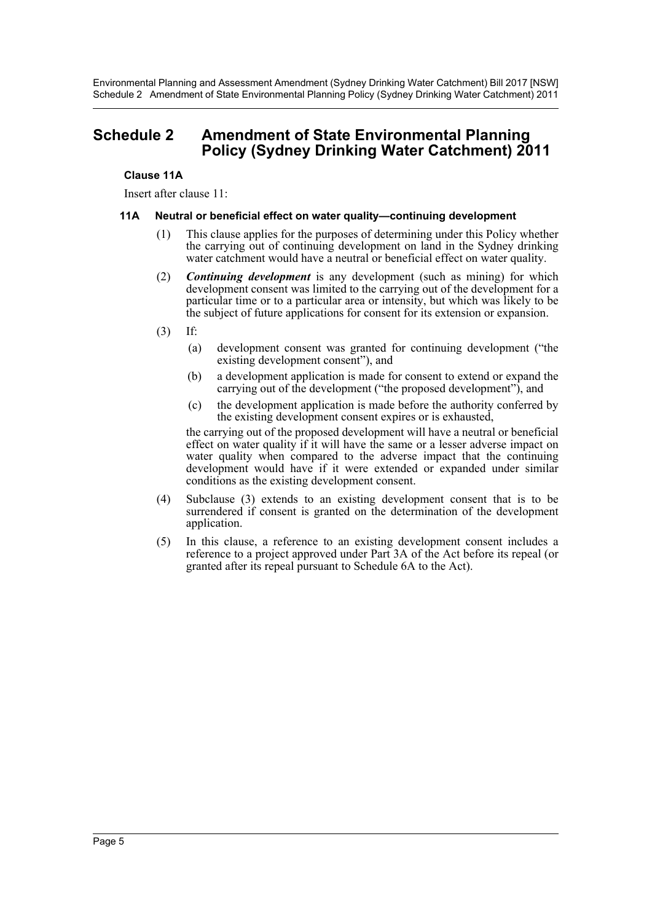## Schedule 2 Amendment of State Environmental Planning Policy (Sydney Drinking Water Catchment) 2011

**Clause 11A**

Insert after clause 11:

**11A Neutral or beneficial effect on water quality—continuing development**

(1) This clause applies for the purposes of determining under this Policy whether the carrying out of continuing development on land in the Sydney drinking water catchment would have a neutral or beneficial effect on water quality.

(2) ***Continuing development*** is any development (such as mining) for which development consent was limited to the carrying out of the development for a particular time or to a particular area or intensity, but which was likely to be the subject of future applications for consent for its extension or expansion.

(3) If:

(a) development consent was granted for continuing development ("the existing development consent"), and

(b) a development application is made for consent to extend or expand the carrying out of the development ("the proposed development"), and

(c) the development application is made before the authority conferred by the existing development consent expires or is exhausted,

the carrying out of the proposed development will have a neutral or beneficial effect on water quality if it will have the same or a lesser adverse impact on water quality when compared to the adverse impact that the continuing development would have if it were extended or expanded under similar conditions as the existing development consent.

(4) Subclause (3) extends to an existing development consent that is to be surrendered if consent is granted on the determination of the development application.

(5) In this clause, a reference to an existing development consent includes a reference to a project approved under Part 3A of the Act before its repeal (or granted after its repeal pursuant to Schedule 6A to the Act).